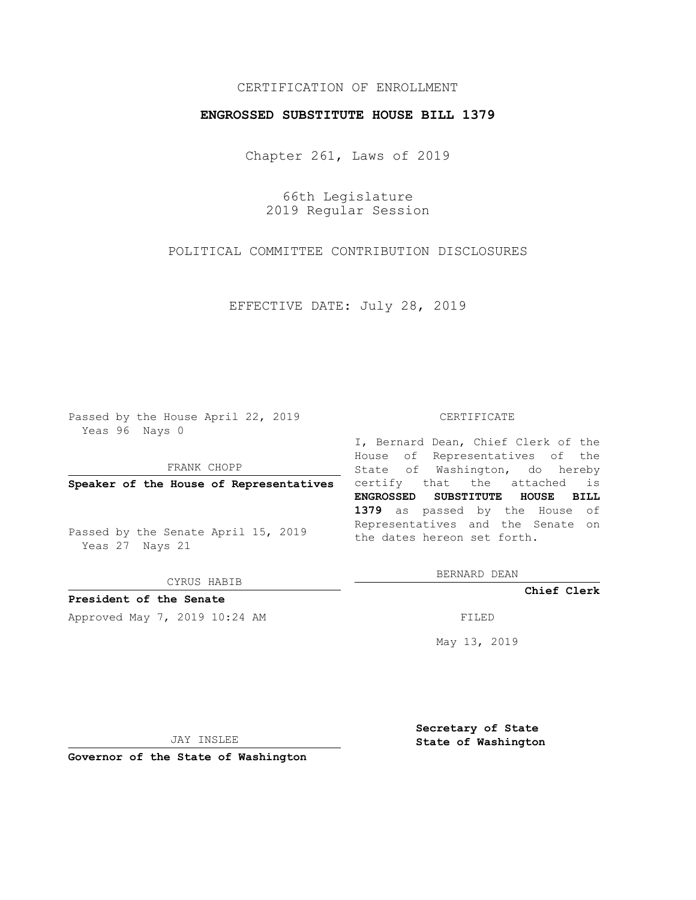CERTIFICATION OF ENROLLMENT

**ENGROSSED SUBSTITUTE HOUSE BILL 1379**

Chapter 261, Laws of 2019

66th Legislature
2019 Regular Session

POLITICAL COMMITTEE CONTRIBUTION DISCLOSURES

EFFECTIVE DATE: July 28, 2019

Passed by the House April 22, 2019
Yeas 96 Nays 0

FRANK CHOPP

**Speaker of the House of Representatives**

Passed by the Senate April 15, 2019
Yeas 27 Nays 21

CYRUS HABIB

**President of the Senate**

Approved May 7, 2019 10:24 AM

JAY INSLEE

**Governor of the State of Washington**

CERTIFICATE

I, Bernard Dean, Chief Clerk of the House of Representatives of the State of Washington, do hereby certify that the attached is **ENGROSSED SUBSTITUTE HOUSE BILL 1379** as passed by the House of Representatives and the Senate on the dates hereon set forth.

BERNARD DEAN

**Chief Clerk**

FILED

May 13, 2019

**Secretary of State**
**State of Washington**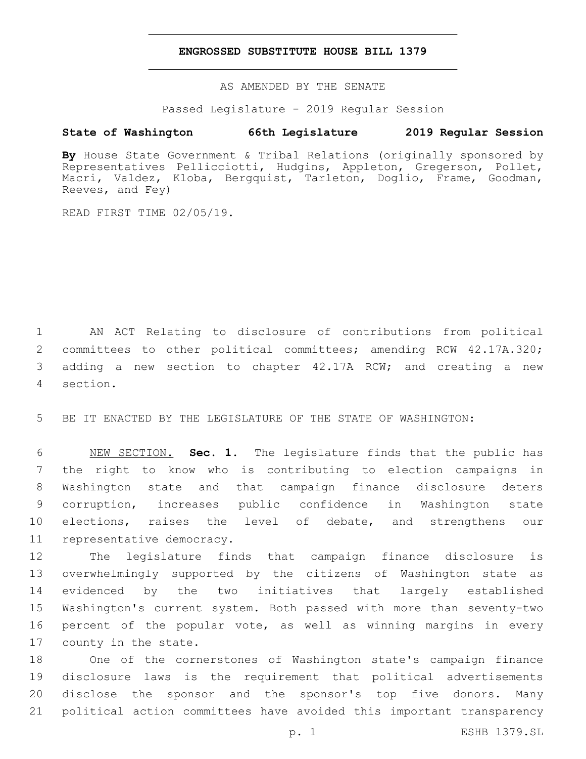# ENGROSSED SUBSTITUTE HOUSE BILL 1379

AS AMENDED BY THE SENATE

Passed Legislature - 2019 Regular Session

**State of Washington 66th Legislature 2019 Regular Session**

**By** House State Government & Tribal Relations (originally sponsored by Representatives Pellicciotti, Hudgins, Appleton, Gregerson, Pollet, Macri, Valdez, Kloba, Bergquist, Tarleton, Doglio, Frame, Goodman, Reeves, and Fey)

READ FIRST TIME 02/05/19.

1 AN ACT Relating to disclosure of contributions from political
2 committees to other political committees; amending RCW 42.17A.320;
3 adding a new section to chapter 42.17A RCW; and creating a new
4 section.

5 BE IT ENACTED BY THE LEGISLATURE OF THE STATE OF WASHINGTON:

6 NEW SECTION. **Sec. 1.** The legislature finds that the public has
7 the right to know who is contributing to election campaigns in
8 Washington state and that campaign finance disclosure deters
9 corruption, increases public confidence in Washington state
10 elections, raises the level of debate, and strengthens our
11 representative democracy.

12 The legislature finds that campaign finance disclosure is
13 overwhelmingly supported by the citizens of Washington state as
14 evidenced by the two initiatives that largely established
15 Washington's current system. Both passed with more than seventy-two
16 percent of the popular vote, as well as winning margins in every
17 county in the state.

18 One of the cornerstones of Washington state's campaign finance
19 disclosure laws is the requirement that political advertisements
20 disclose the sponsor and the sponsor's top five donors. Many
21 political action committees have avoided this important transparency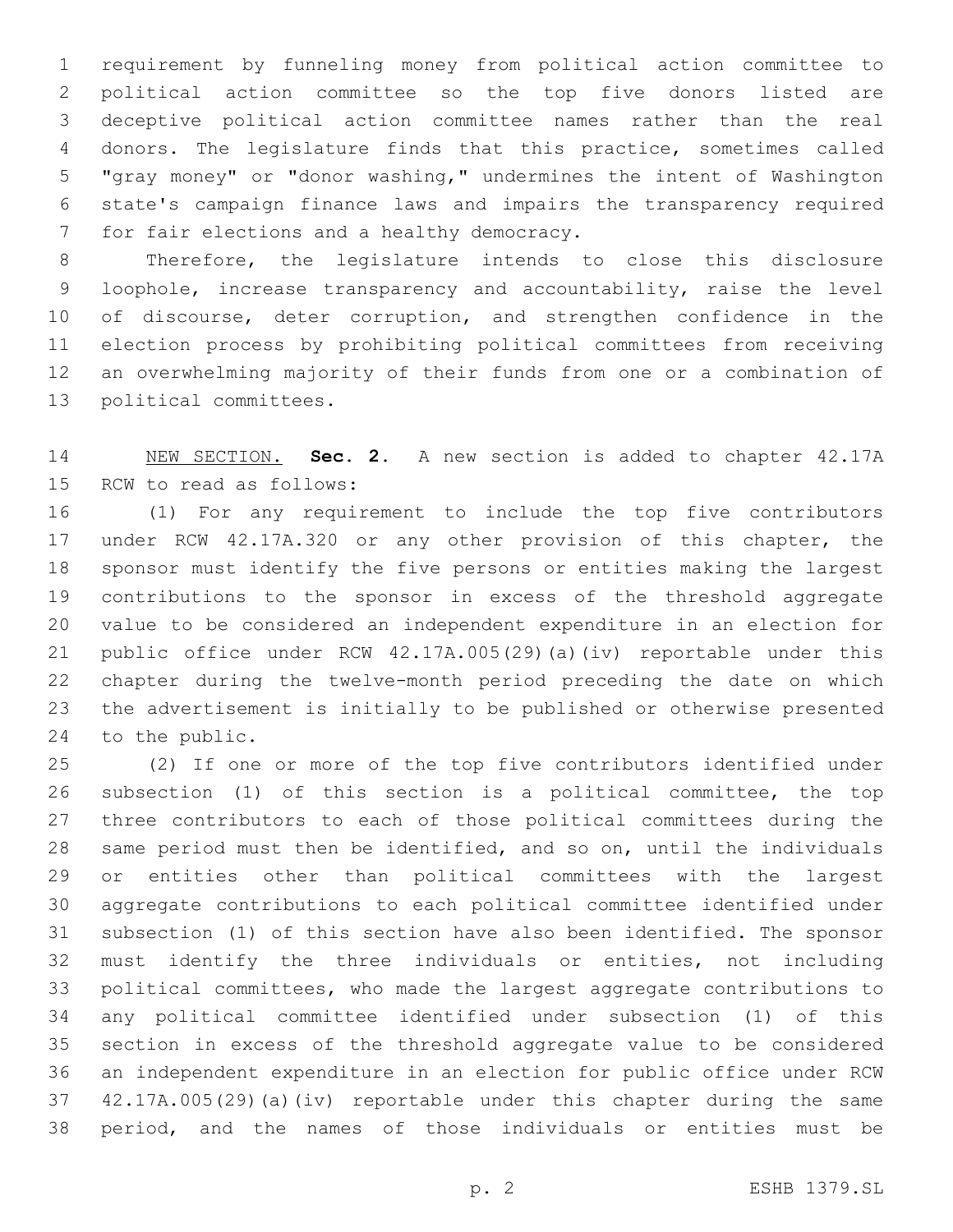requirement by funneling money from political action committee to political action committee so the top five donors listed are deceptive political action committee names rather than the real donors. The legislature finds that this practice, sometimes called "gray money" or "donor washing," undermines the intent of Washington state's campaign finance laws and impairs the transparency required for fair elections and a healthy democracy.

Therefore, the legislature intends to close this disclosure loophole, increase transparency and accountability, raise the level of discourse, deter corruption, and strengthen confidence in the election process by prohibiting political committees from receiving an overwhelming majority of their funds from one or a combination of political committees.

NEW SECTION. **Sec. 2.** A new section is added to chapter 42.17A RCW to read as follows:

(1) For any requirement to include the top five contributors under RCW 42.17A.320 or any other provision of this chapter, the sponsor must identify the five persons or entities making the largest contributions to the sponsor in excess of the threshold aggregate value to be considered an independent expenditure in an election for public office under RCW 42.17A.005(29)(a)(iv) reportable under this chapter during the twelve-month period preceding the date on which the advertisement is initially to be published or otherwise presented to the public.

(2) If one or more of the top five contributors identified under subsection (1) of this section is a political committee, the top three contributors to each of those political committees during the same period must then be identified, and so on, until the individuals or entities other than political committees with the largest aggregate contributions to each political committee identified under subsection (1) of this section have also been identified. The sponsor must identify the three individuals or entities, not including political committees, who made the largest aggregate contributions to any political committee identified under subsection (1) of this section in excess of the threshold aggregate value to be considered an independent expenditure in an election for public office under RCW 42.17A.005(29)(a)(iv) reportable under this chapter during the same period, and the names of those individuals or entities must be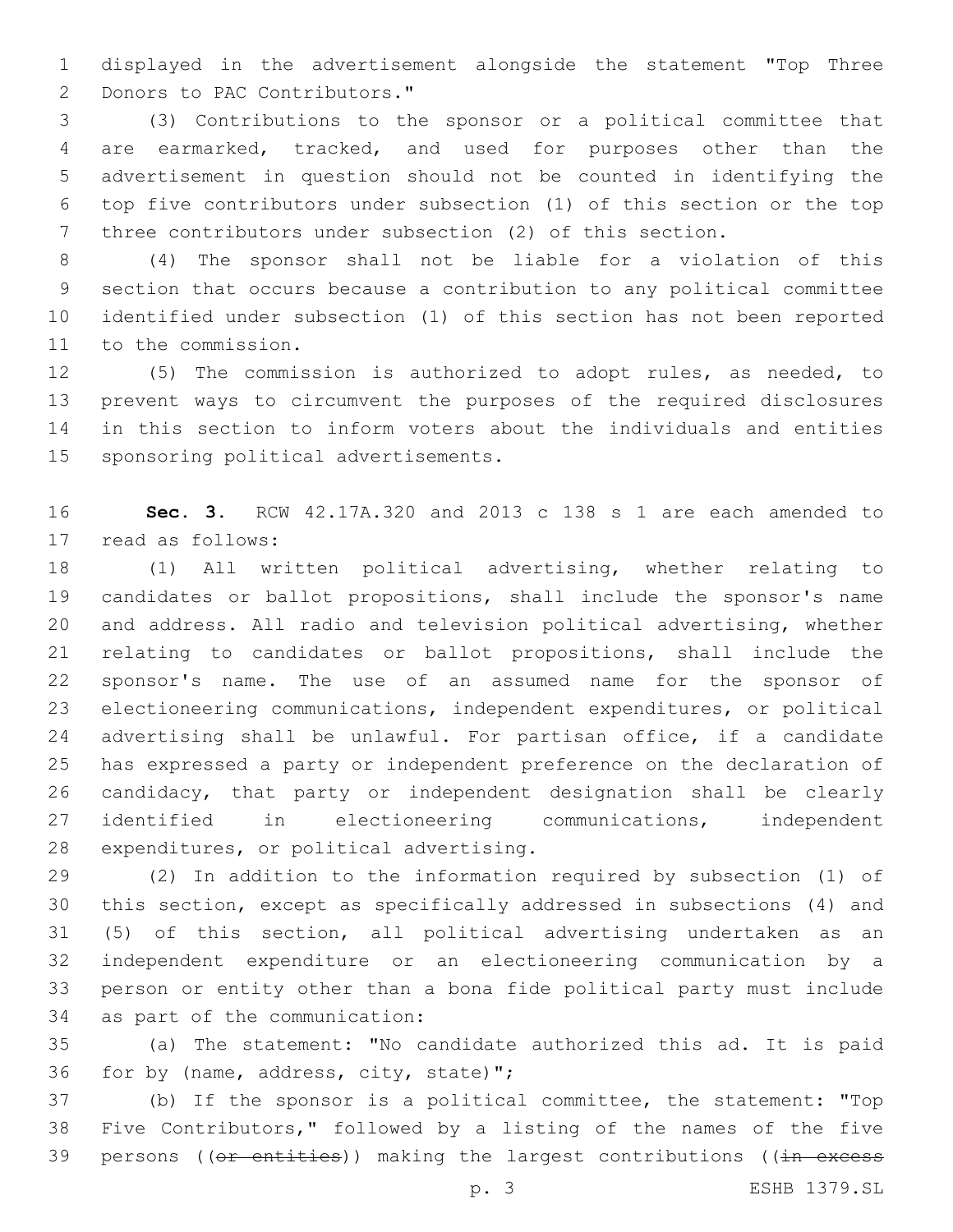displayed in the advertisement alongside the statement "Top Three Donors to PAC Contributors."

(3) Contributions to the sponsor or a political committee that are earmarked, tracked, and used for purposes other than the advertisement in question should not be counted in identifying the top five contributors under subsection (1) of this section or the top three contributors under subsection (2) of this section.

(4) The sponsor shall not be liable for a violation of this section that occurs because a contribution to any political committee identified under subsection (1) of this section has not been reported to the commission.

(5) The commission is authorized to adopt rules, as needed, to prevent ways to circumvent the purposes of the required disclosures in this section to inform voters about the individuals and entities sponsoring political advertisements.

**Sec. 3.** RCW 42.17A.320 and 2013 c 138 s 1 are each amended to read as follows:

(1) All written political advertising, whether relating to candidates or ballot propositions, shall include the sponsor's name and address. All radio and television political advertising, whether relating to candidates or ballot propositions, shall include the sponsor's name. The use of an assumed name for the sponsor of electioneering communications, independent expenditures, or political advertising shall be unlawful. For partisan office, if a candidate has expressed a party or independent preference on the declaration of candidacy, that party or independent designation shall be clearly identified in electioneering communications, independent expenditures, or political advertising.

(2) In addition to the information required by subsection (1) of this section, except as specifically addressed in subsections (4) and (5) of this section, all political advertising undertaken as an independent expenditure or an electioneering communication by a person or entity other than a bona fide political party must include as part of the communication:

(a) The statement: "No candidate authorized this ad. It is paid for by (name, address, city, state)";

(b) If the sponsor is a political committee, the statement: "Top Five Contributors," followed by a listing of the names of the five persons ((~~or entities~~)) making the largest contributions ((~~in excess~~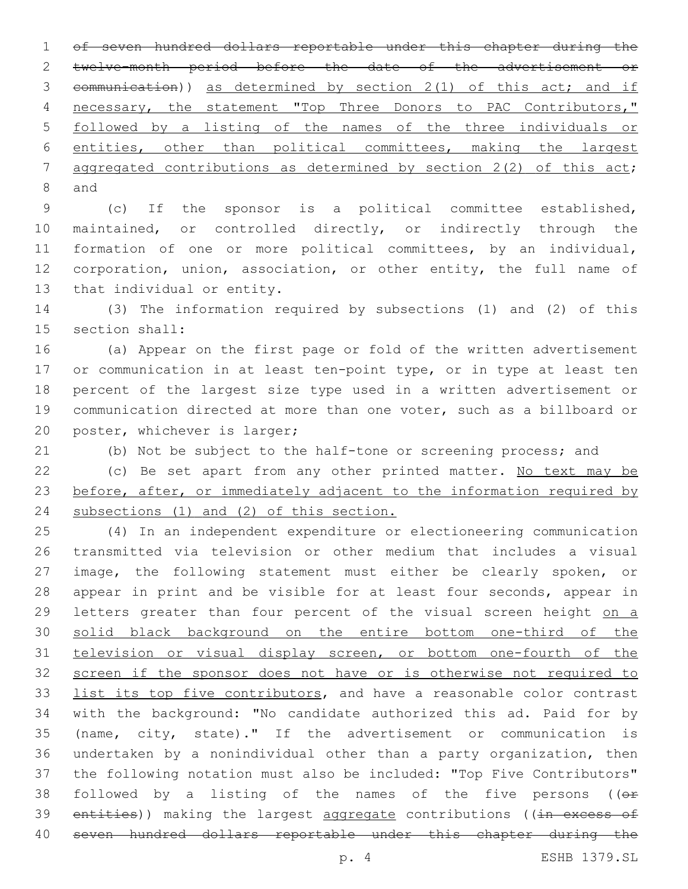~~of seven hundred dollars reportable under this chapter during the twelve-month period before the date of the advertisement or communication~~)) as determined by section 2(1) of this act; and if necessary, the statement "Top Three Donors to PAC Contributors," followed by a listing of the names of the three individuals or entities, other than political committees, making the largest aggregated contributions as determined by section 2(2) of this act; and

(c) If the sponsor is a political committee established, maintained, or controlled directly, or indirectly through the formation of one or more political committees, by an individual, corporation, union, association, or other entity, the full name of that individual or entity.

(3) The information required by subsections (1) and (2) of this section shall:

(a) Appear on the first page or fold of the written advertisement or communication in at least ten-point type, or in type at least ten percent of the largest size type used in a written advertisement or communication directed at more than one voter, such as a billboard or poster, whichever is larger;

(b) Not be subject to the half-tone or screening process; and

(c) Be set apart from any other printed matter. No text may be before, after, or immediately adjacent to the information required by subsections (1) and (2) of this section.

(4) In an independent expenditure or electioneering communication transmitted via television or other medium that includes a visual image, the following statement must either be clearly spoken, or appear in print and be visible for at least four seconds, appear in letters greater than four percent of the visual screen height on a solid black background on the entire bottom one-third of the television or visual display screen, or bottom one-fourth of the screen if the sponsor does not have or is otherwise not required to list its top five contributors, and have a reasonable color contrast with the background: "No candidate authorized this ad. Paid for by (name, city, state)." If the advertisement or communication is undertaken by a nonindividual other than a party organization, then the following notation must also be included: "Top Five Contributors" followed by a listing of the names of the five persons ((~~or entities~~)) making the largest aggregate contributions ((~~in excess of seven hundred dollars reportable under this chapter during the~~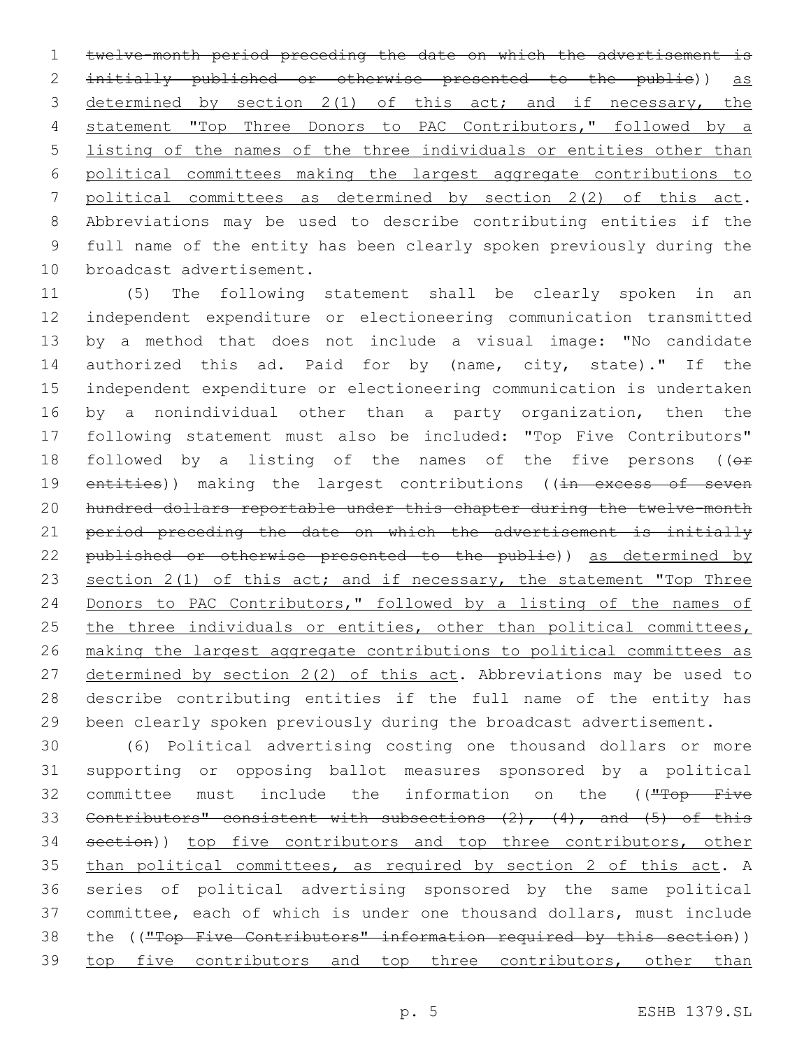~~twelve-month period preceding the date on which the advertisement is initially published or otherwise presented to the public~~)) <u>as determined by section 2(1) of this act; and if necessary, the statement "Top Three Donors to PAC Contributors," followed by a listing of the names of the three individuals or entities other than political committees making the largest aggregate contributions to political committees as determined by section 2(2) of this act</u>. Abbreviations may be used to describe contributing entities if the full name of the entity has been clearly spoken previously during the broadcast advertisement.

(5) The following statement shall be clearly spoken in an independent expenditure or electioneering communication transmitted by a method that does not include a visual image: "No candidate authorized this ad. Paid for by (name, city, state)." If the independent expenditure or electioneering communication is undertaken by a nonindividual other than a party organization, then the following statement must also be included: "Top Five Contributors" followed by a listing of the names of the five persons ((~~or entities~~)) making the largest contributions ((~~in excess of seven hundred dollars reportable under this chapter during the twelve-month period preceding the date on which the advertisement is initially published or otherwise presented to the public~~)) <u>as determined by section 2(1) of this act; and if necessary, the statement "Top Three Donors to PAC Contributors," followed by a listing of the names of the three individuals or entities, other than political committees, making the largest aggregate contributions to political committees as determined by section 2(2) of this act</u>. Abbreviations may be used to describe contributing entities if the full name of the entity has been clearly spoken previously during the broadcast advertisement.

(6) Political advertising costing one thousand dollars or more supporting or opposing ballot measures sponsored by a political committee must include the information on the ((~~"Top Five Contributors" consistent with subsections (2), (4), and (5) of this section~~)) <u>top five contributors and top three contributors, other than political committees, as required by section 2 of this act</u>. A series of political advertising sponsored by the same political committee, each of which is under one thousand dollars, must include the ((~~"Top Five Contributors" information required by this section~~)) <u>top five contributors and top three contributors, other than</u>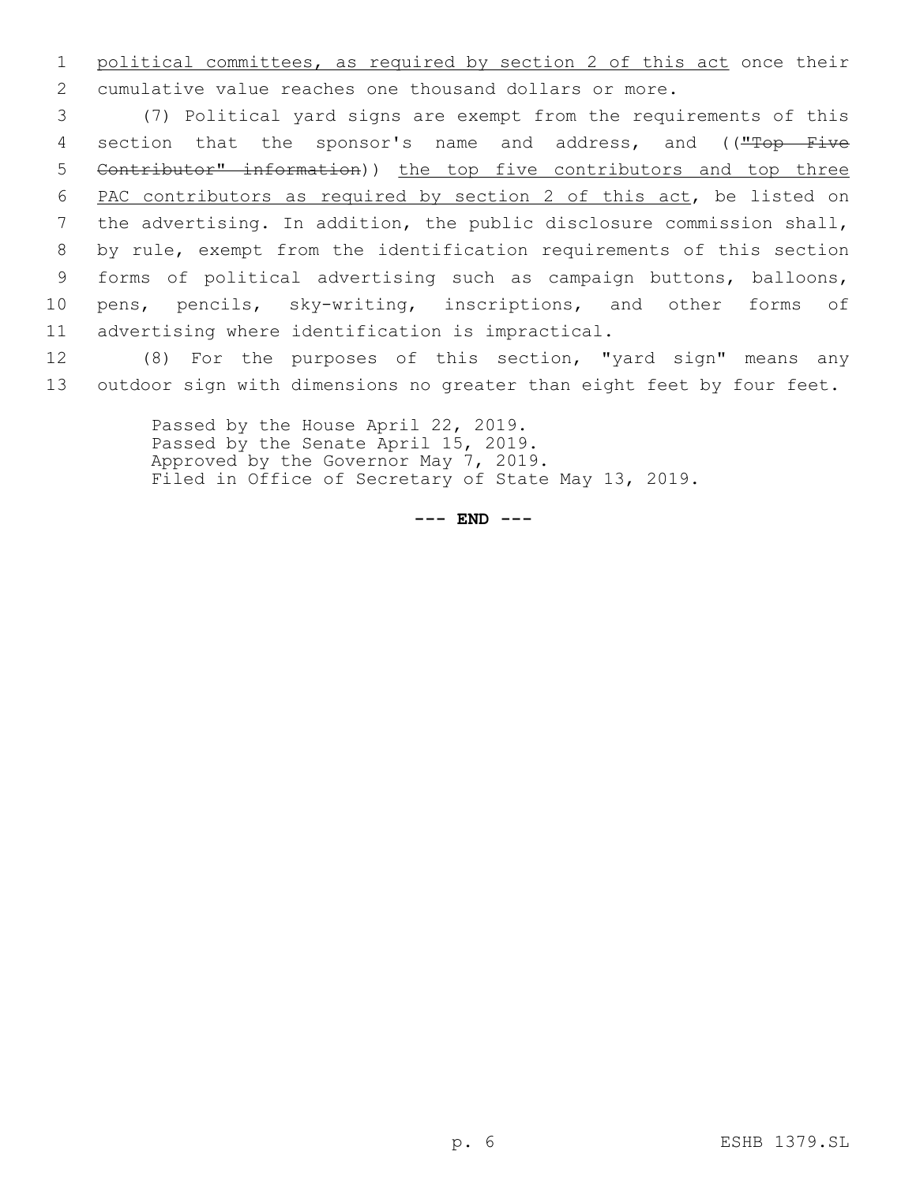political committees, as required by section 2 of this act once their cumulative value reaches one thousand dollars or more.

(7) Political yard signs are exempt from the requirements of this section that the sponsor's name and address, and (("~~Top Five Contributor" information~~)) the top five contributors and top three PAC contributors as required by section 2 of this act, be listed on the advertising. In addition, the public disclosure commission shall, by rule, exempt from the identification requirements of this section forms of political advertising such as campaign buttons, balloons, pens, pencils, sky-writing, inscriptions, and other forms of advertising where identification is impractical.

(8) For the purposes of this section, "yard sign" means any outdoor sign with dimensions no greater than eight feet by four feet.

Passed by the House April 22, 2019.
Passed by the Senate April 15, 2019.
Approved by the Governor May 7, 2019.
Filed in Office of Secretary of State May 13, 2019.

**--- END ---**